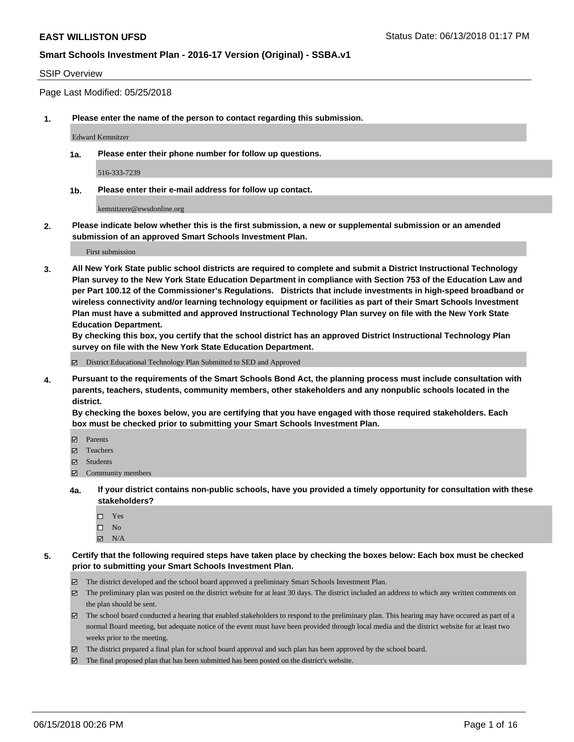**EAST WILLISTON UFSD** Status Date: 06/13/2018 01:17 PM

**Smart Schools Investment Plan - 2016-17 Version (Original) - SSBA.v1**

SSIP Overview

Page Last Modified: 05/25/2018

**1. Please enter the name of the person to contact regarding this submission.**

Edward Kemnitzer

**1a. Please enter their phone number for follow up questions.**

516-333-7239

**1b. Please enter their e-mail address for follow up contact.**

kemnitzere@ewsdonline.org

**2. Please indicate below whether this is the first submission, a new or supplemental submission or an amended submission of an approved Smart Schools Investment Plan.**

First submission

**3. All New York State public school districts are required to complete and submit a District Instructional Technology Plan survey to the New York State Education Department in compliance with Section 753 of the Education Law and per Part 100.12 of the Commissioner's Regulations. Districts that include investments in high-speed broadband or wireless connectivity and/or learning technology equipment or facilities as part of their Smart Schools Investment Plan must have a submitted and approved Instructional Technology Plan survey on file with the New York State Education Department.**
**By checking this box, you certify that the school district has an approved District Instructional Technology Plan survey on file with the New York State Education Department.**

☑ District Educational Technology Plan Submitted to SED and Approved

**4. Pursuant to the requirements of the Smart Schools Bond Act, the planning process must include consultation with parents, teachers, students, community members, other stakeholders and any nonpublic schools located in the district.**
**By checking the boxes below, you are certifying that you have engaged with those required stakeholders. Each box must be checked prior to submitting your Smart Schools Investment Plan.**

☑ Parents
☑ Teachers
☑ Students
☑ Community members

**4a. If your district contains non-public schools, have you provided a timely opportunity for consultation with these stakeholders?**

☐ Yes
☐ No
☑ N/A

**5. Certify that the following required steps have taken place by checking the boxes below: Each box must be checked prior to submitting your Smart Schools Investment Plan.**

☑ The district developed and the school board approved a preliminary Smart Schools Investment Plan.
☑ The preliminary plan was posted on the district website for at least 30 days. The district included an address to which any written comments on the plan should be sent.
☑ The school board conducted a hearing that enabled stakeholders to respond to the preliminary plan. This hearing may have occured as part of a normal Board meeting, but adequate notice of the event must have been provided through local media and the district website for at least two weeks prior to the meeting.
☑ The district prepared a final plan for school board approval and such plan has been approved by the school board.
☑ The final proposed plan that has been submitted has been posted on the district's website.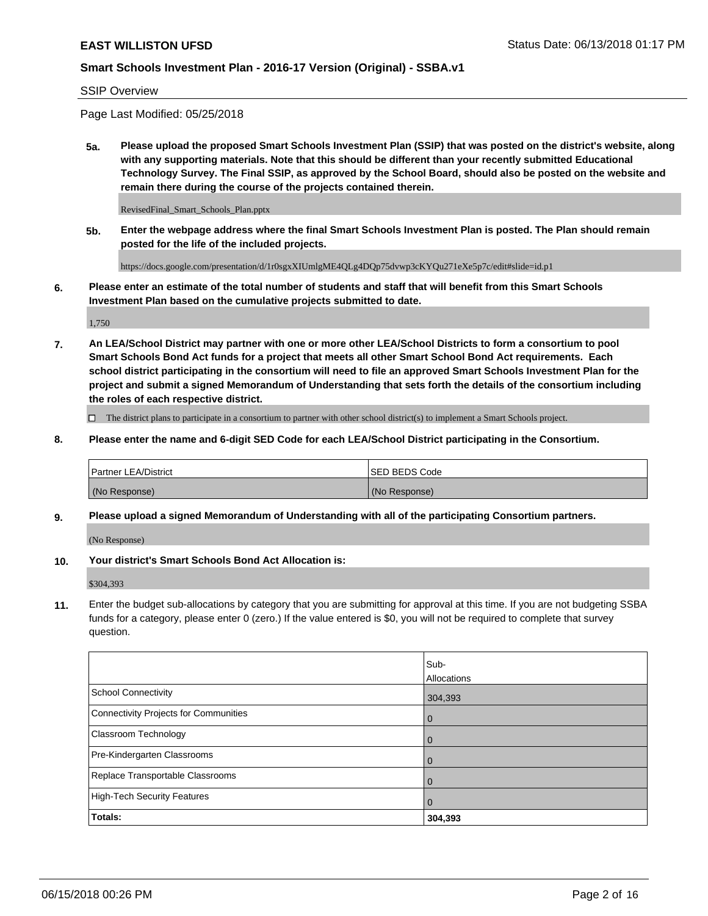SSIP Overview

Page Last Modified: 05/25/2018

**5a. Please upload the proposed Smart Schools Investment Plan (SSIP) that was posted on the district's website, along with any supporting materials. Note that this should be different than your recently submitted Educational Technology Survey. The Final SSIP, as approved by the School Board, should also be posted on the website and remain there during the course of the projects contained therein.**

RevisedFinal_Smart_Schools_Plan.pptx

**5b. Enter the webpage address where the final Smart Schools Investment Plan is posted. The Plan should remain posted for the life of the included projects.**

https://docs.google.com/presentation/d/1r0sgxXIUmlgME4QLg4DQp75dvwp3cKYQu271eXe5p7c/edit#slide=id.p1

**6. Please enter an estimate of the total number of students and staff that will benefit from this Smart Schools Investment Plan based on the cumulative projects submitted to date.**

1,750

**7. An LEA/School District may partner with one or more other LEA/School Districts to form a consortium to pool Smart Schools Bond Act funds for a project that meets all other Smart School Bond Act requirements. Each school district participating in the consortium will need to file an approved Smart Schools Investment Plan for the project and submit a signed Memorandum of Understanding that sets forth the details of the consortium including the roles of each respective district.**

☐ The district plans to participate in a consortium to partner with other school district(s) to implement a Smart Schools project.

**8. Please enter the name and 6-digit SED Code for each LEA/School District participating in the Consortium.**

| Partner LEA/District | SED BEDS Code |
|---|---|
| (No Response) | (No Response) |

**9. Please upload a signed Memorandum of Understanding with all of the participating Consortium partners.**

(No Response)

**10. Your district's Smart Schools Bond Act Allocation is:**

$304,393

**11.** Enter the budget sub-allocations by category that you are submitting for approval at this time. If you are not budgeting SSBA funds for a category, please enter 0 (zero.) If the value entered is $0, you will not be required to complete that survey question.

| | Sub-Allocations |
|---|---|
| School Connectivity | 304,393 |
| Connectivity Projects for Communities | 0 |
| Classroom Technology | 0 |
| Pre-Kindergarten Classrooms | 0 |
| Replace Transportable Classrooms | 0 |
| High-Tech Security Features | 0 |
| **Totals:** | **304,393** |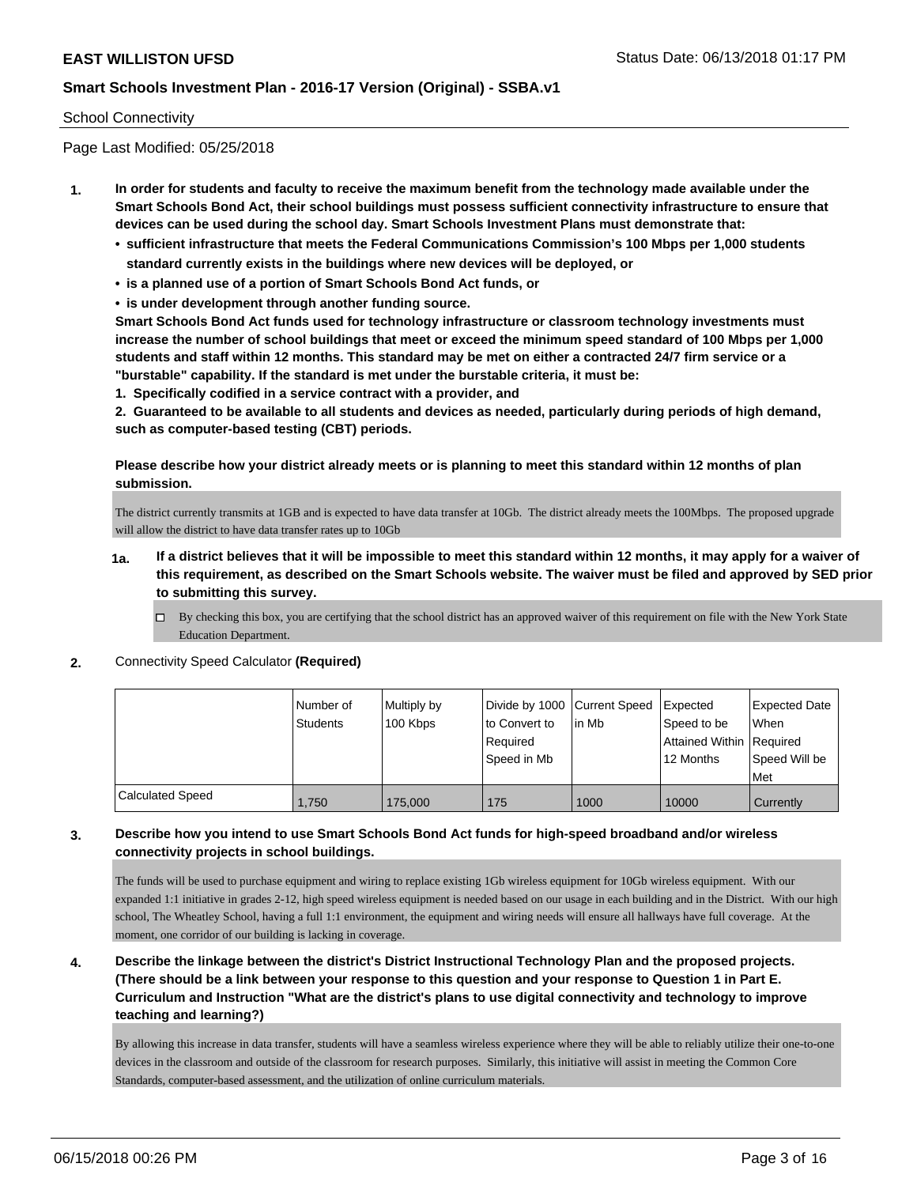School Connectivity

Page Last Modified: 05/25/2018

1. **In order for students and faculty to receive the maximum benefit from the technology made available under the Smart Schools Bond Act, their school buildings must possess sufficient connectivity infrastructure to ensure that devices can be used during the school day. Smart Schools Investment Plans must demonstrate that:**
   - **sufficient infrastructure that meets the Federal Communications Commission's 100 Mbps per 1,000 students standard currently exists in the buildings where new devices will be deployed, or**
   - **is a planned use of a portion of Smart Schools Bond Act funds, or**
   - **is under development through another funding source.**

   **Smart Schools Bond Act funds used for technology infrastructure or classroom technology investments must increase the number of school buildings that meet or exceed the minimum speed standard of 100 Mbps per 1,000 students and staff within 12 months. This standard may be met on either a contracted 24/7 firm service or a "burstable" capability. If the standard is met under the burstable criteria, it must be:**

   **1. Specifically codified in a service contract with a provider, and**

   **2. Guaranteed to be available to all students and devices as needed, particularly during periods of high demand, such as computer-based testing (CBT) periods.**

   **Please describe how your district already meets or is planning to meet this standard within 12 months of plan submission.**

   The district currently transmits at 1GB and is expected to have data transfer at 10Gb. The district already meets the 100Mbps. The proposed upgrade will allow the district to have data transfer rates up to 10Gb

   **1a. If a district believes that it will be impossible to meet this standard within 12 months, it may apply for a waiver of this requirement, as described on the Smart Schools website. The waiver must be filed and approved by SED prior to submitting this survey.**

   ☐ By checking this box, you are certifying that the school district has an approved waiver of this requirement on file with the New York State Education Department.

2. Connectivity Speed Calculator **(Required)**

|  | Number of Students | Multiply by 100 Kbps | Divide by 1000 to Convert to Required Speed in Mb | Current Speed in Mb | Expected Speed to be Attained Within 12 Months | Expected Date When Required Speed Will be Met |
|---|---|---|---|---|---|---|
| Calculated Speed | 1,750 | 175,000 | 175 | 1000 | 10000 | Currently |

3. **Describe how you intend to use Smart Schools Bond Act funds for high-speed broadband and/or wireless connectivity projects in school buildings.**

   The funds will be used to purchase equipment and wiring to replace existing 1Gb wireless equipment for 10Gb wireless equipment. With our expanded 1:1 initiative in grades 2-12, high speed wireless equipment is needed based on our usage in each building and in the District. With our high school, The Wheatley School, having a full 1:1 environment, the equipment and wiring needs will ensure all hallways have full coverage. At the moment, one corridor of our building is lacking in coverage.

4. **Describe the linkage between the district's District Instructional Technology Plan and the proposed projects. (There should be a link between your response to this question and your response to Question 1 in Part E. Curriculum and Instruction "What are the district's plans to use digital connectivity and technology to improve teaching and learning?)**

   By allowing this increase in data transfer, students will have a seamless wireless experience where they will be able to reliably utilize their one-to-one devices in the classroom and outside of the classroom for research purposes. Similarly, this initiative will assist in meeting the Common Core Standards, computer-based assessment, and the utilization of online curriculum materials.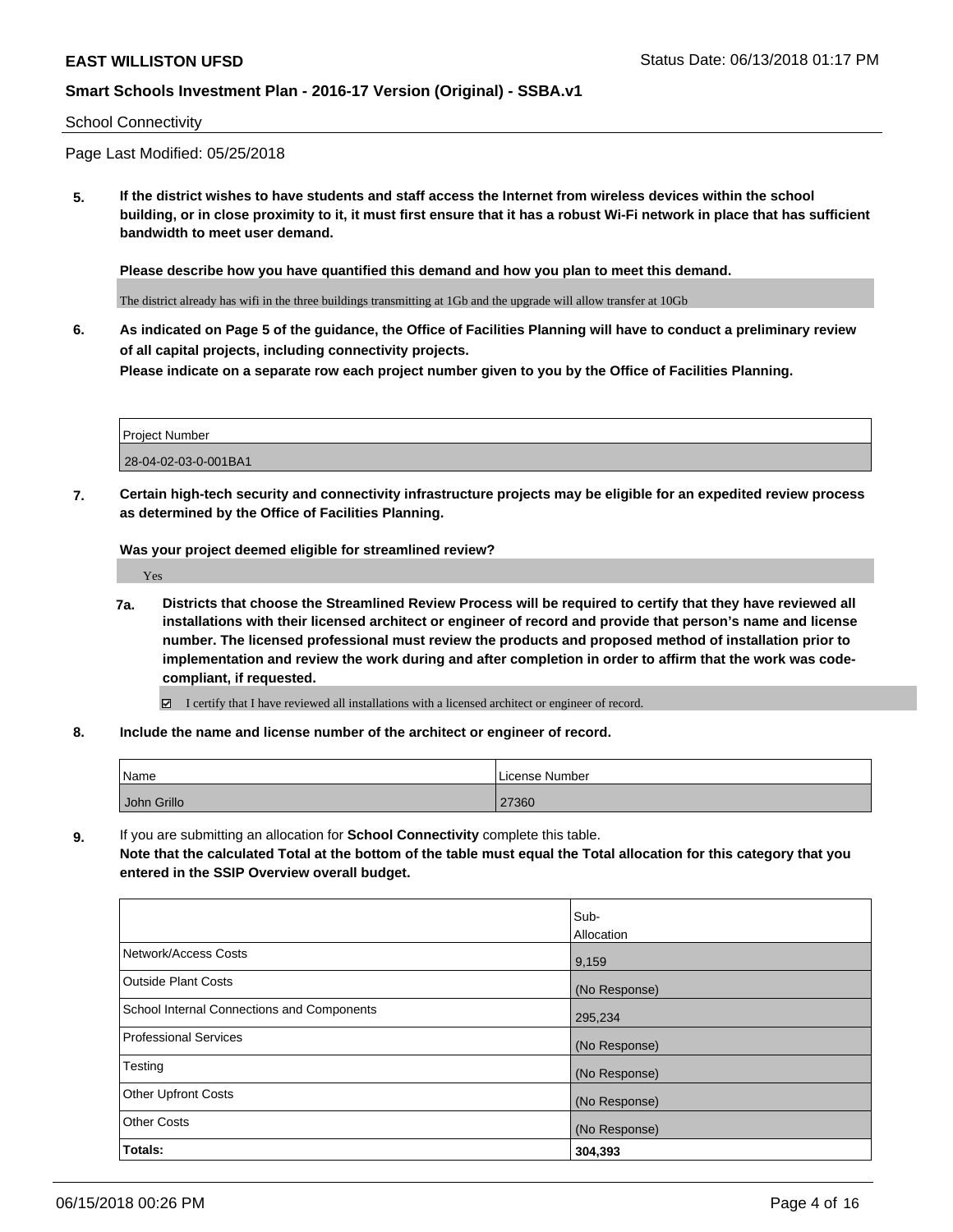School Connectivity

Page Last Modified: 05/25/2018

**5. If the district wishes to have students and staff access the Internet from wireless devices within the school building, or in close proximity to it, it must first ensure that it has a robust Wi-Fi network in place that has sufficient bandwidth to meet user demand.**

**Please describe how you have quantified this demand and how you plan to meet this demand.**

The district already has wifi in the three buildings transmitting at 1Gb and the upgrade will allow transfer at 10Gb

**6. As indicated on Page 5 of the guidance, the Office of Facilities Planning will have to conduct a preliminary review of all capital projects, including connectivity projects.**

**Please indicate on a separate row each project number given to you by the Office of Facilities Planning.**

| Project Number |
| --- |
| 28-04-02-03-0-001BA1 |

**7. Certain high-tech security and connectivity infrastructure projects may be eligible for an expedited review process as determined by the Office of Facilities Planning.**

**Was your project deemed eligible for streamlined review?**

Yes

**7a. Districts that choose the Streamlined Review Process will be required to certify that they have reviewed all installations with their licensed architect or engineer of record and provide that person's name and license number. The licensed professional must review the products and proposed method of installation prior to implementation and review the work during and after completion in order to affirm that the work was code-compliant, if requested.**

☑ I certify that I have reviewed all installations with a licensed architect or engineer of record.

**8. Include the name and license number of the architect or engineer of record.**

| Name | License Number |
| --- | --- |
| John Grillo | 27360 |

**9.** If you are submitting an allocation for **School Connectivity** complete this table.
**Note that the calculated Total at the bottom of the table must equal the Total allocation for this category that you entered in the SSIP Overview overall budget.**

| | Sub-Allocation |
| --- | --- |
| Network/Access Costs | 9,159 |
| Outside Plant Costs | (No Response) |
| School Internal Connections and Components | 295,234 |
| Professional Services | (No Response) |
| Testing | (No Response) |
| Other Upfront Costs | (No Response) |
| Other Costs | (No Response) |
| **Totals:** | **304,393** |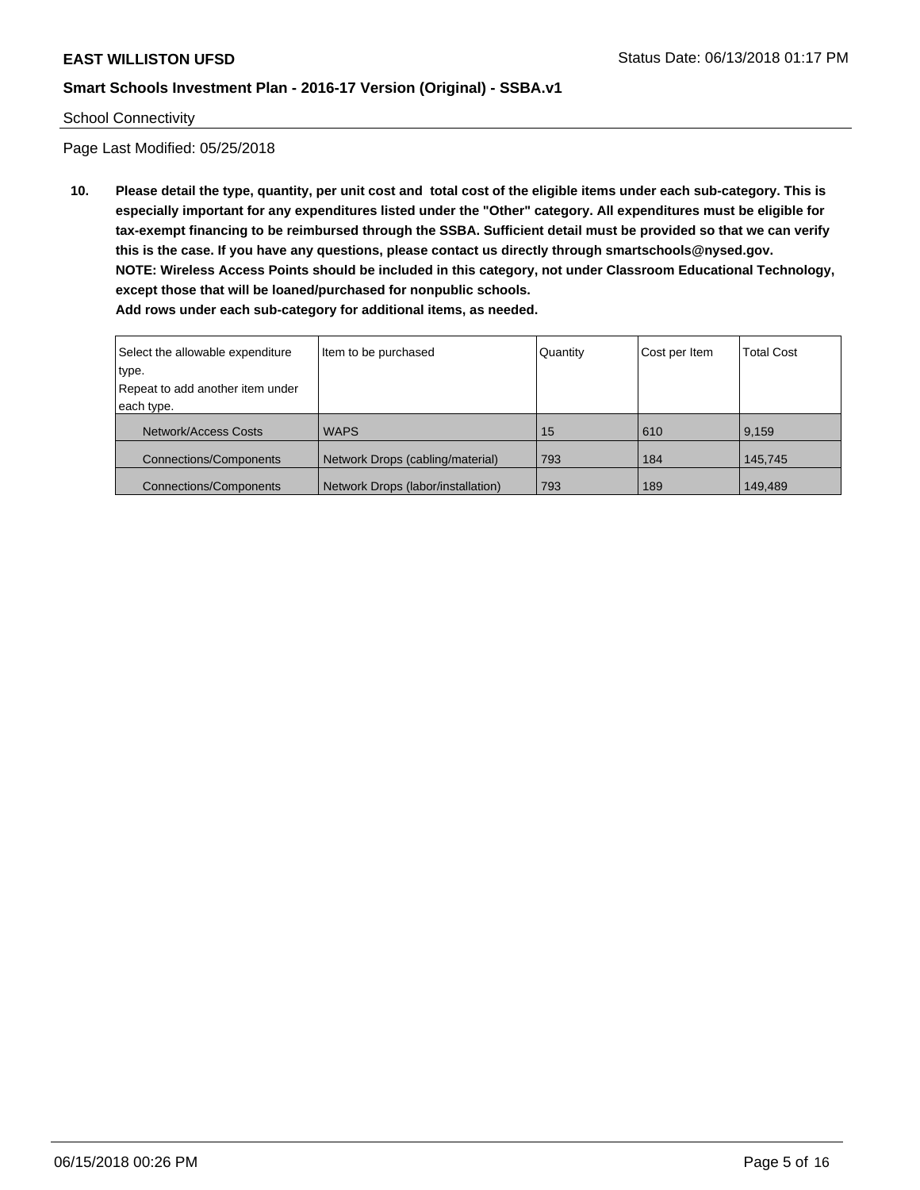School Connectivity

Page Last Modified: 05/25/2018

**10. Please detail the type, quantity, per unit cost and total cost of the eligible items under each sub-category. This is especially important for any expenditures listed under the "Other" category. All expenditures must be eligible for tax-exempt financing to be reimbursed through the SSBA. Sufficient detail must be provided so that we can verify this is the case. If you have any questions, please contact us directly through smartschools@nysed.gov.**
**NOTE: Wireless Access Points should be included in this category, not under Classroom Educational Technology, except those that will be loaned/purchased for nonpublic schools.**
**Add rows under each sub-category for additional items, as needed.**

| Select the allowable expenditure type. Repeat to add another item under each type. | Item to be purchased | Quantity | Cost per Item | Total Cost |
|---|---|---|---|---|
| Network/Access Costs | WAPS | 15 | 610 | 9,159 |
| Connections/Components | Network Drops (cabling/material) | 793 | 184 | 145,745 |
| Connections/Components | Network Drops (labor/installation) | 793 | 189 | 149,489 |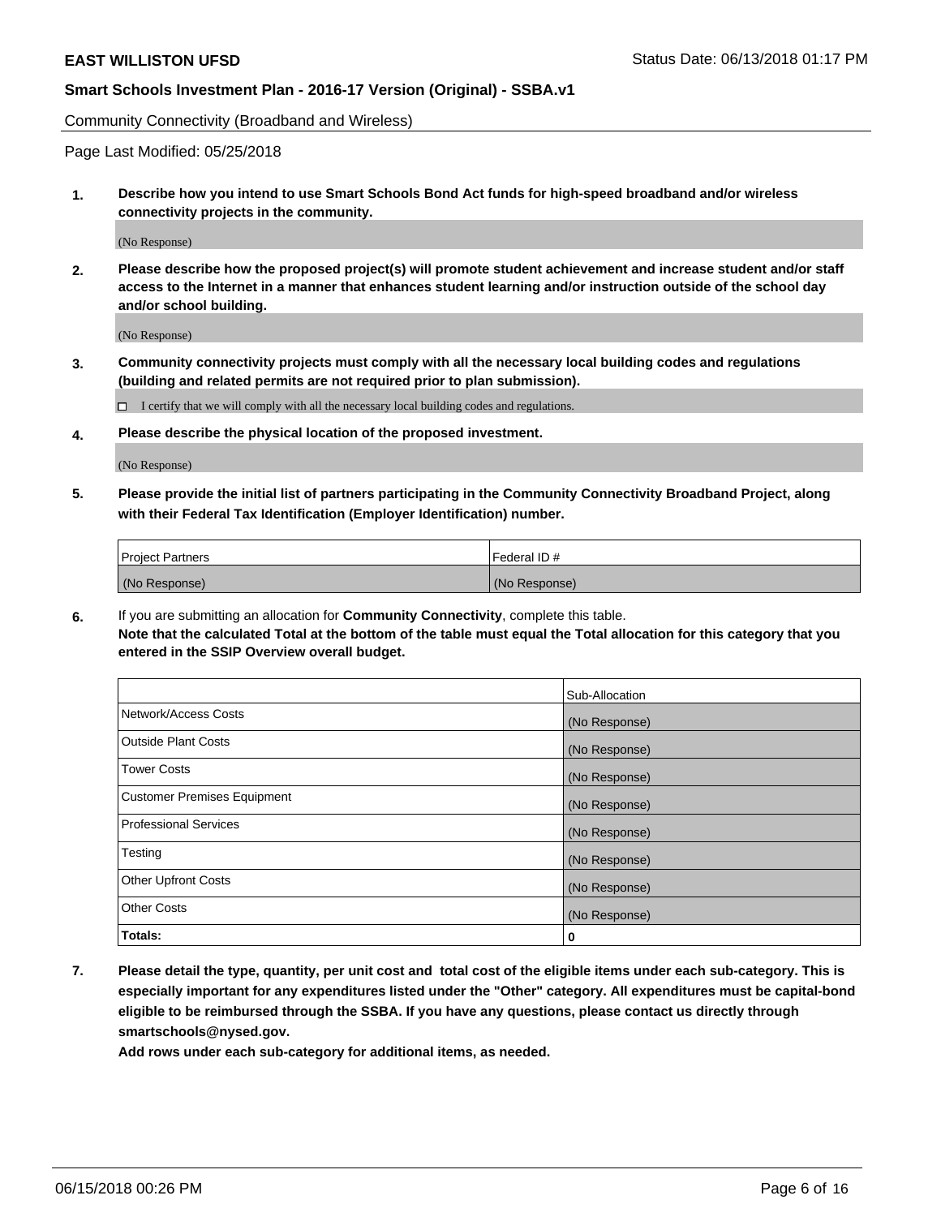Community Connectivity (Broadband and Wireless)

Page Last Modified: 05/25/2018

**1. Describe how you intend to use Smart Schools Bond Act funds for high-speed broadband and/or wireless connectivity projects in the community.**

(No Response)

**2. Please describe how the proposed project(s) will promote student achievement and increase student and/or staff access to the Internet in a manner that enhances student learning and/or instruction outside of the school day and/or school building.**

(No Response)

**3. Community connectivity projects must comply with all the necessary local building codes and regulations (building and related permits are not required prior to plan submission).**

☐ I certify that we will comply with all the necessary local building codes and regulations.

**4. Please describe the physical location of the proposed investment.**

(No Response)

**5. Please provide the initial list of partners participating in the Community Connectivity Broadband Project, along with their Federal Tax Identification (Employer Identification) number.**

| Project Partners | Federal ID # |
|---|---|
| (No Response) | (No Response) |

**6.** If you are submitting an allocation for **Community Connectivity**, complete this table.
**Note that the calculated Total at the bottom of the table must equal the Total allocation for this category that you entered in the SSIP Overview overall budget.**

| | Sub-Allocation |
|---|---|
| Network/Access Costs | (No Response) |
| Outside Plant Costs | (No Response) |
| Tower Costs | (No Response) |
| Customer Premises Equipment | (No Response) |
| Professional Services | (No Response) |
| Testing | (No Response) |
| Other Upfront Costs | (No Response) |
| Other Costs | (No Response) |
| **Totals:** | **0** |

**7. Please detail the type, quantity, per unit cost and total cost of the eligible items under each sub-category. This is especially important for any expenditures listed under the "Other" category. All expenditures must be capital-bond eligible to be reimbursed through the SSBA. If you have any questions, please contact us directly through smartschools@nysed.gov.**

**Add rows under each sub-category for additional items, as needed.**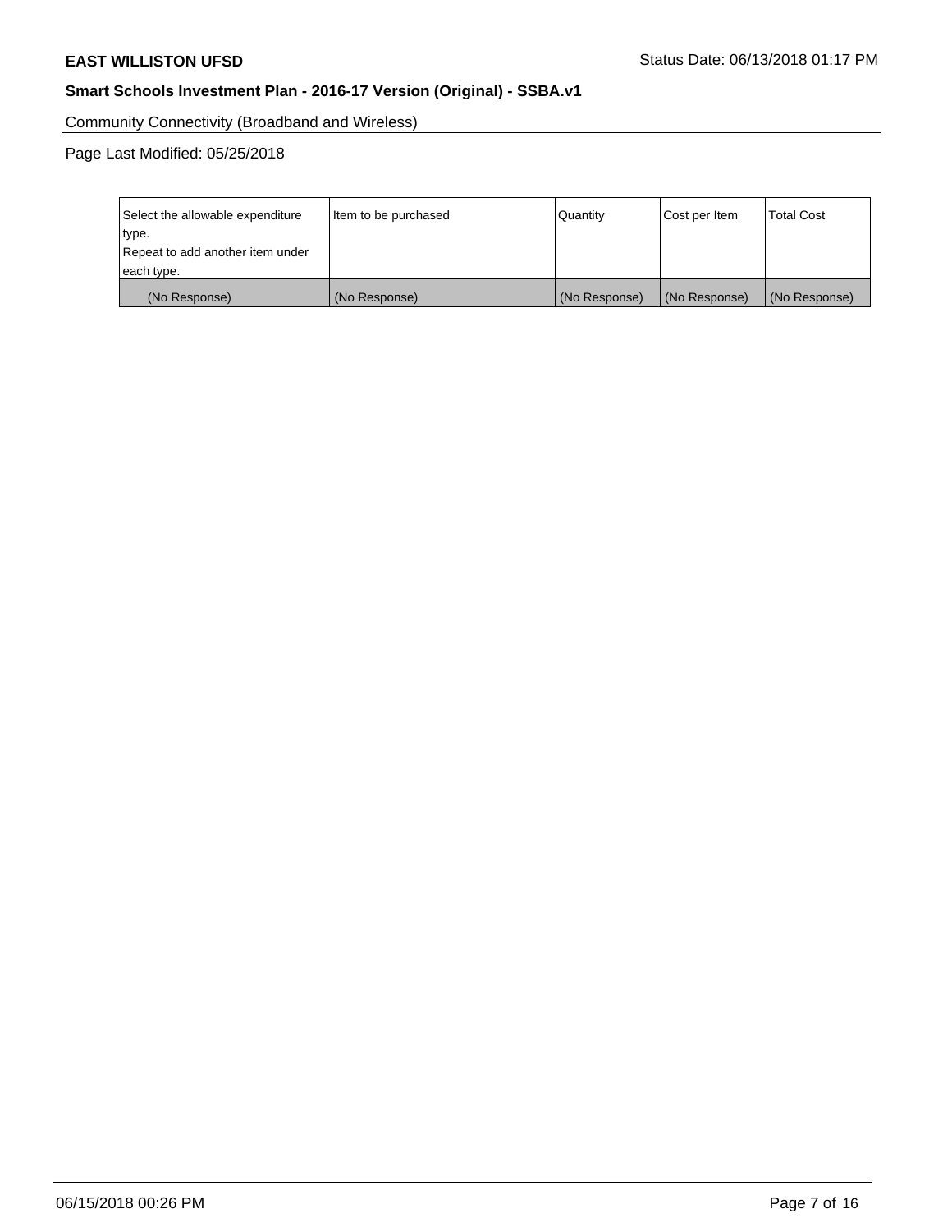Community Connectivity (Broadband and Wireless)

Page Last Modified: 05/25/2018

| Select the allowable expenditure type. Repeat to add another item under each type. | Item to be purchased | Quantity | Cost per Item | Total Cost |
| --- | --- | --- | --- | --- |
| (No Response) | (No Response) | (No Response) | (No Response) | (No Response) |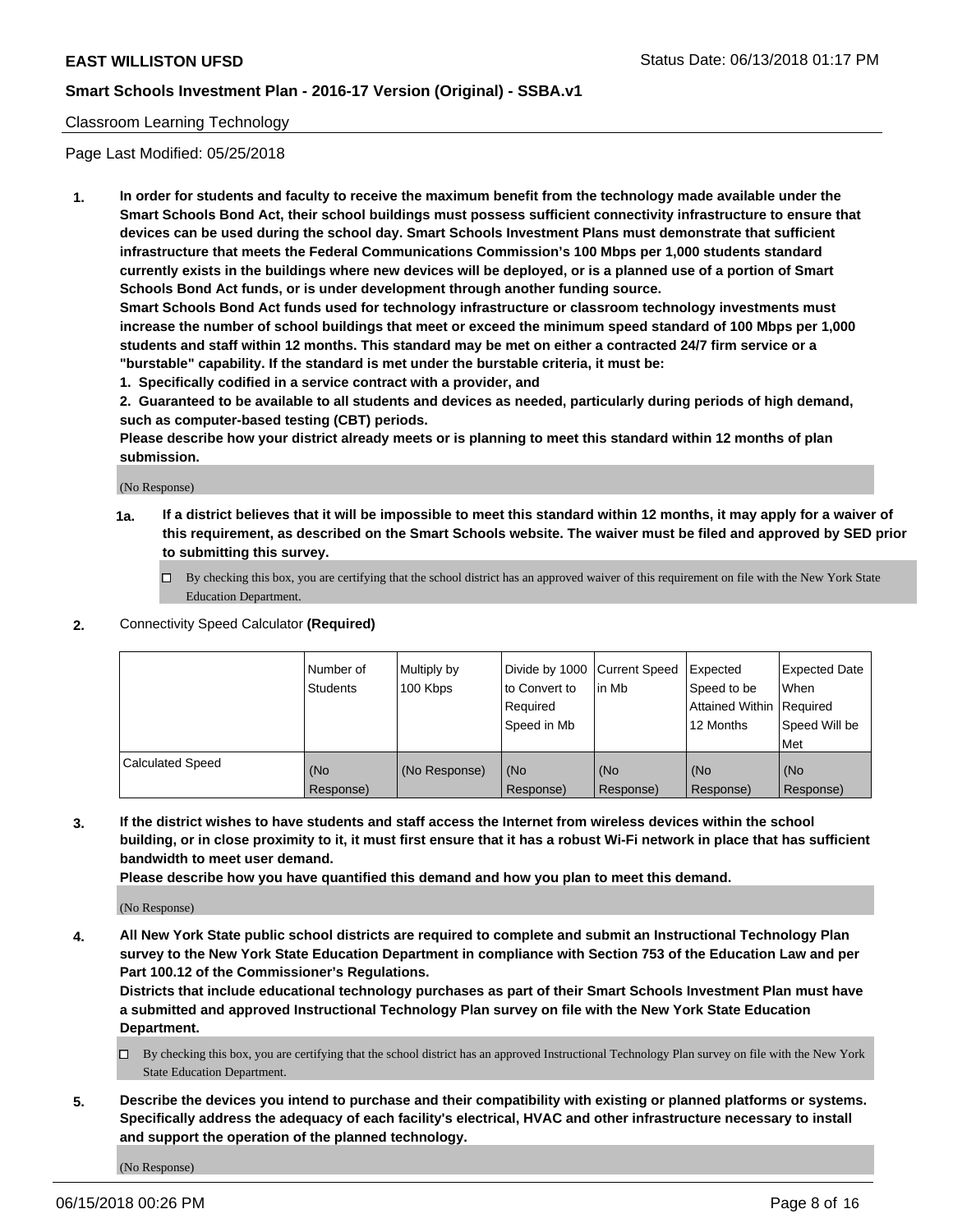Classroom Learning Technology

Page Last Modified: 05/25/2018

**1. In order for students and faculty to receive the maximum benefit from the technology made available under the Smart Schools Bond Act, their school buildings must possess sufficient connectivity infrastructure to ensure that devices can be used during the school day. Smart Schools Investment Plans must demonstrate that sufficient infrastructure that meets the Federal Communications Commission's 100 Mbps per 1,000 students standard currently exists in the buildings where new devices will be deployed, or is a planned use of a portion of Smart Schools Bond Act funds, or is under development through another funding source.**

**Smart Schools Bond Act funds used for technology infrastructure or classroom technology investments must increase the number of school buildings that meet or exceed the minimum speed standard of 100 Mbps per 1,000 students and staff within 12 months. This standard may be met on either a contracted 24/7 firm service or a "burstable" capability. If the standard is met under the burstable criteria, it must be:**

**1. Specifically codified in a service contract with a provider, and**

**2. Guaranteed to be available to all students and devices as needed, particularly during periods of high demand, such as computer-based testing (CBT) periods.**

**Please describe how your district already meets or is planning to meet this standard within 12 months of plan submission.**

(No Response)

**1a. If a district believes that it will be impossible to meet this standard within 12 months, it may apply for a waiver of this requirement, as described on the Smart Schools website. The waiver must be filed and approved by SED prior to submitting this survey.**

☐ By checking this box, you are certifying that the school district has an approved waiver of this requirement on file with the New York State Education Department.

**2.** Connectivity Speed Calculator **(Required)**

| | Number of Students | Multiply by 100 Kbps | Divide by 1000 to Convert to Required Speed in Mb | Current Speed in Mb | Expected Speed to be Attained Within 12 Months | Expected Date When Required Speed Will be Met |
|---|---|---|---|---|---|---|
| Calculated Speed | (No Response) | (No Response) | (No Response) | (No Response) | (No Response) | (No Response) |

**3. If the district wishes to have students and staff access the Internet from wireless devices within the school building, or in close proximity to it, it must first ensure that it has a robust Wi-Fi network in place that has sufficient bandwidth to meet user demand.**

**Please describe how you have quantified this demand and how you plan to meet this demand.**

(No Response)

**4. All New York State public school districts are required to complete and submit an Instructional Technology Plan survey to the New York State Education Department in compliance with Section 753 of the Education Law and per Part 100.12 of the Commissioner's Regulations.**

**Districts that include educational technology purchases as part of their Smart Schools Investment Plan must have a submitted and approved Instructional Technology Plan survey on file with the New York State Education Department.**

☐ By checking this box, you are certifying that the school district has an approved Instructional Technology Plan survey on file with the New York State Education Department.

**5. Describe the devices you intend to purchase and their compatibility with existing or planned platforms or systems. Specifically address the adequacy of each facility's electrical, HVAC and other infrastructure necessary to install and support the operation of the planned technology.**

(No Response)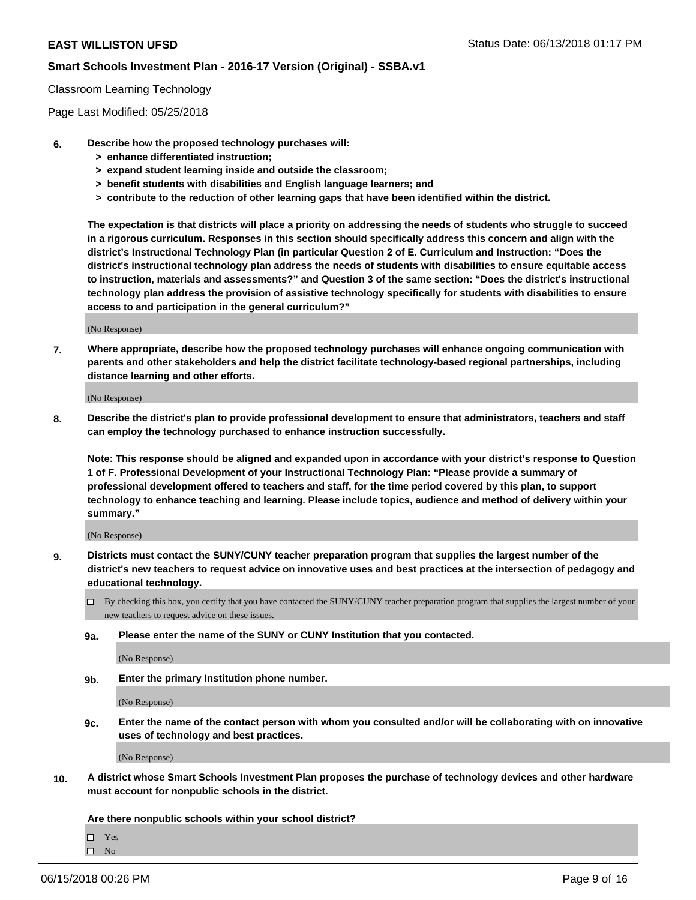Classroom Learning Technology

Page Last Modified: 05/25/2018

**6. Describe how the proposed technology purchases will:**
- **> enhance differentiated instruction;**
- **> expand student learning inside and outside the classroom;**
- **> benefit students with disabilities and English language learners; and**
- **> contribute to the reduction of other learning gaps that have been identified within the district.**

**The expectation is that districts will place a priority on addressing the needs of students who struggle to succeed in a rigorous curriculum. Responses in this section should specifically address this concern and align with the district's Instructional Technology Plan (in particular Question 2 of E. Curriculum and Instruction: "Does the district's instructional technology plan address the needs of students with disabilities to ensure equitable access to instruction, materials and assessments?" and Question 3 of the same section: "Does the district's instructional technology plan address the provision of assistive technology specifically for students with disabilities to ensure access to and participation in the general curriculum?"**

(No Response)

**7. Where appropriate, describe how the proposed technology purchases will enhance ongoing communication with parents and other stakeholders and help the district facilitate technology-based regional partnerships, including distance learning and other efforts.**

(No Response)

**8. Describe the district's plan to provide professional development to ensure that administrators, teachers and staff can employ the technology purchased to enhance instruction successfully.**

**Note: This response should be aligned and expanded upon in accordance with your district's response to Question 1 of F. Professional Development of your Instructional Technology Plan: "Please provide a summary of professional development offered to teachers and staff, for the time period covered by this plan, to support technology to enhance teaching and learning. Please include topics, audience and method of delivery within your summary."**

(No Response)

**9. Districts must contact the SUNY/CUNY teacher preparation program that supplies the largest number of the district's new teachers to request advice on innovative uses and best practices at the intersection of pedagogy and educational technology.**

☐ By checking this box, you certify that you have contacted the SUNY/CUNY teacher preparation program that supplies the largest number of your new teachers to request advice on these issues.

**9a. Please enter the name of the SUNY or CUNY Institution that you contacted.**

(No Response)

**9b. Enter the primary Institution phone number.**

(No Response)

**9c. Enter the name of the contact person with whom you consulted and/or will be collaborating with on innovative uses of technology and best practices.**

(No Response)

**10. A district whose Smart Schools Investment Plan proposes the purchase of technology devices and other hardware must account for nonpublic schools in the district.**

**Are there nonpublic schools within your school district?**

☐ Yes
☐ No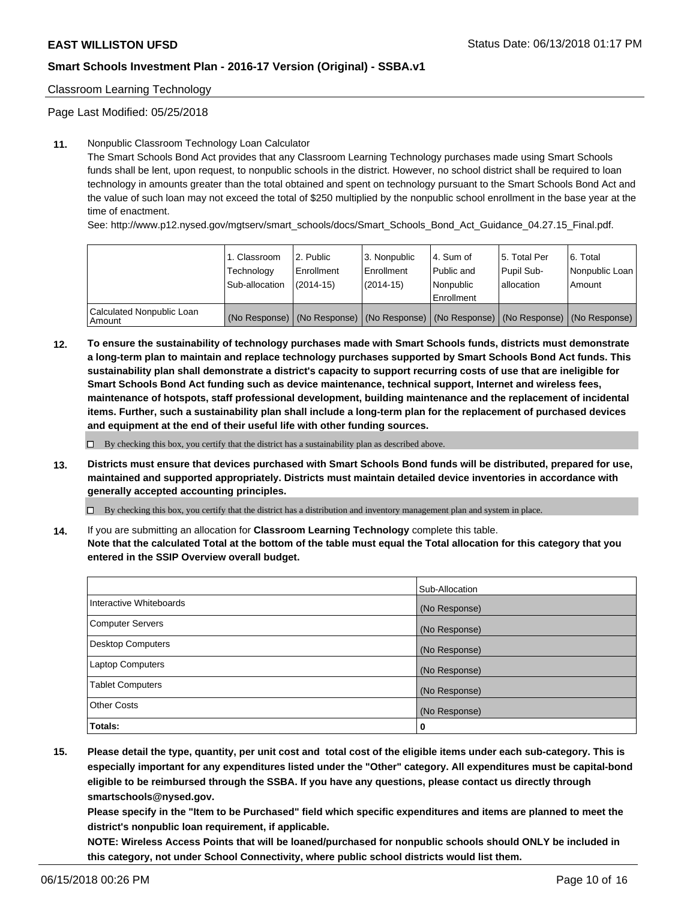Classroom Learning Technology

Page Last Modified: 05/25/2018

**11.** Nonpublic Classroom Technology Loan Calculator

The Smart Schools Bond Act provides that any Classroom Learning Technology purchases made using Smart Schools funds shall be lent, upon request, to nonpublic schools in the district. However, no school district shall be required to loan technology in amounts greater than the total obtained and spent on technology pursuant to the Smart Schools Bond Act and the value of such loan may not exceed the total of $250 multiplied by the nonpublic school enrollment in the base year at the time of enactment.

See: http://www.p12.nysed.gov/mgtserv/smart_schools/docs/Smart_Schools_Bond_Act_Guidance_04.27.15_Final.pdf.

| | 1. Classroom Technology Sub-allocation | 2. Public Enrollment (2014-15) | 3. Nonpublic Enrollment (2014-15) | 4. Sum of Public and Nonpublic Enrollment | 5. Total Per Pupil Sub-allocation | 6. Total Nonpublic Loan Amount |
|---|---|---|---|---|---|---|
| Calculated Nonpublic Loan Amount | (No Response) | (No Response) | (No Response) | (No Response) | (No Response) | (No Response) |

**12. To ensure the sustainability of technology purchases made with Smart Schools funds, districts must demonstrate a long-term plan to maintain and replace technology purchases supported by Smart Schools Bond Act funds. This sustainability plan shall demonstrate a district's capacity to support recurring costs of use that are ineligible for Smart Schools Bond Act funding such as device maintenance, technical support, Internet and wireless fees, maintenance of hotspots, staff professional development, building maintenance and the replacement of incidental items. Further, such a sustainability plan shall include a long-term plan for the replacement of purchased devices and equipment at the end of their useful life with other funding sources.**

☐ By checking this box, you certify that the district has a sustainability plan as described above.

**13. Districts must ensure that devices purchased with Smart Schools Bond funds will be distributed, prepared for use, maintained and supported appropriately. Districts must maintain detailed device inventories in accordance with generally accepted accounting principles.**

☐ By checking this box, you certify that the district has a distribution and inventory management plan and system in place.

**14.** If you are submitting an allocation for **Classroom Learning Technology** complete this table.
**Note that the calculated Total at the bottom of the table must equal the Total allocation for this category that you entered in the SSIP Overview overall budget.**

| | Sub-Allocation |
|---|---|
| Interactive Whiteboards | (No Response) |
| Computer Servers | (No Response) |
| Desktop Computers | (No Response) |
| Laptop Computers | (No Response) |
| Tablet Computers | (No Response) |
| Other Costs | (No Response) |
| **Totals:** | **0** |

**15. Please detail the type, quantity, per unit cost and total cost of the eligible items under each sub-category. This is especially important for any expenditures listed under the "Other" category. All expenditures must be capital-bond eligible to be reimbursed through the SSBA. If you have any questions, please contact us directly through smartschools@nysed.gov.**

**Please specify in the "Item to be Purchased" field which specific expenditures and items are planned to meet the district's nonpublic loan requirement, if applicable.**

**NOTE: Wireless Access Points that will be loaned/purchased for nonpublic schools should ONLY be included in this category, not under School Connectivity, where public school districts would list them.**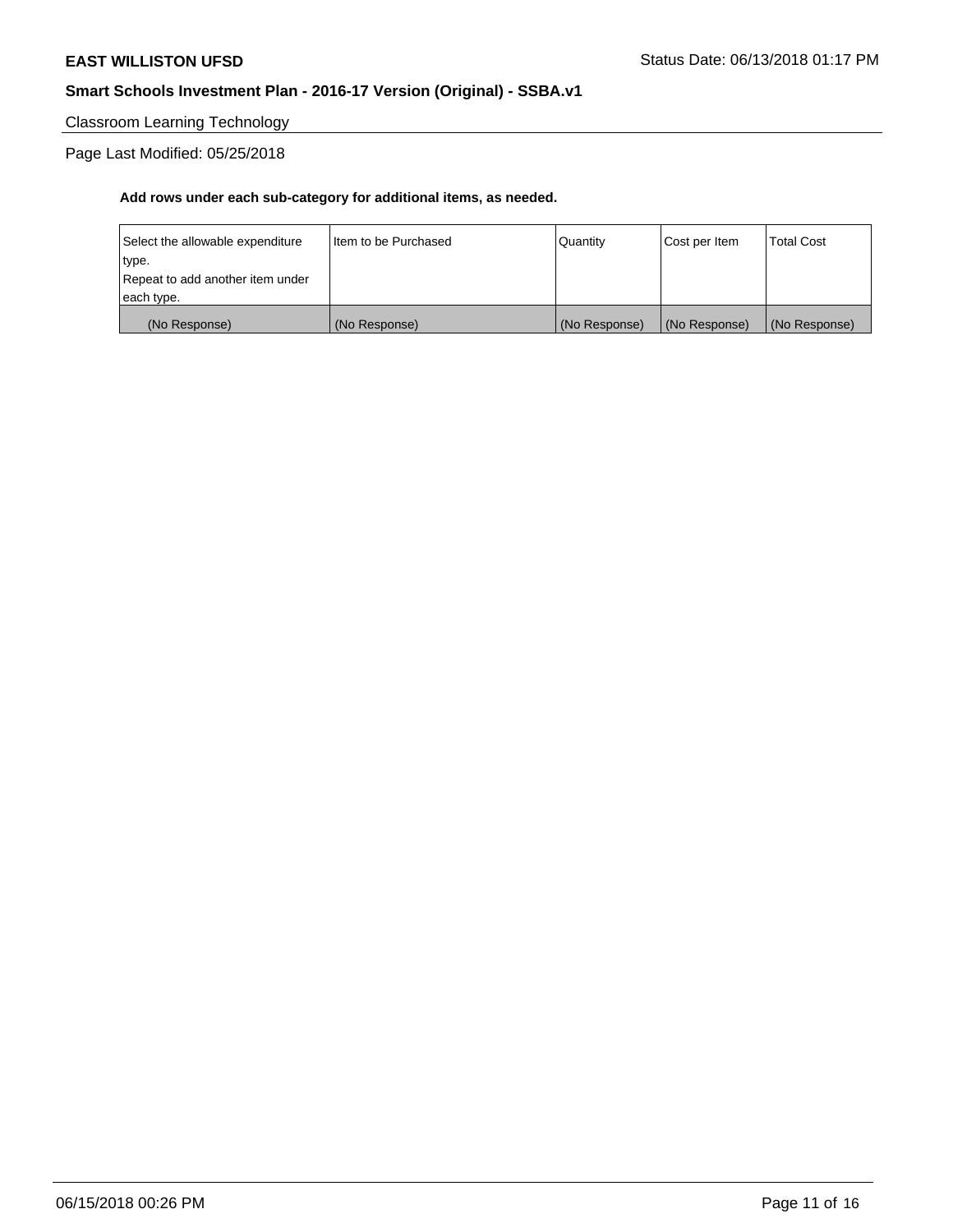Classroom Learning Technology

Page Last Modified: 05/25/2018

**Add rows under each sub-category for additional items, as needed.**

| Select the allowable expenditure type. Repeat to add another item under each type. | Item to be Purchased | Quantity | Cost per Item | Total Cost |
| --- | --- | --- | --- | --- |
| (No Response) | (No Response) | (No Response) | (No Response) | (No Response) |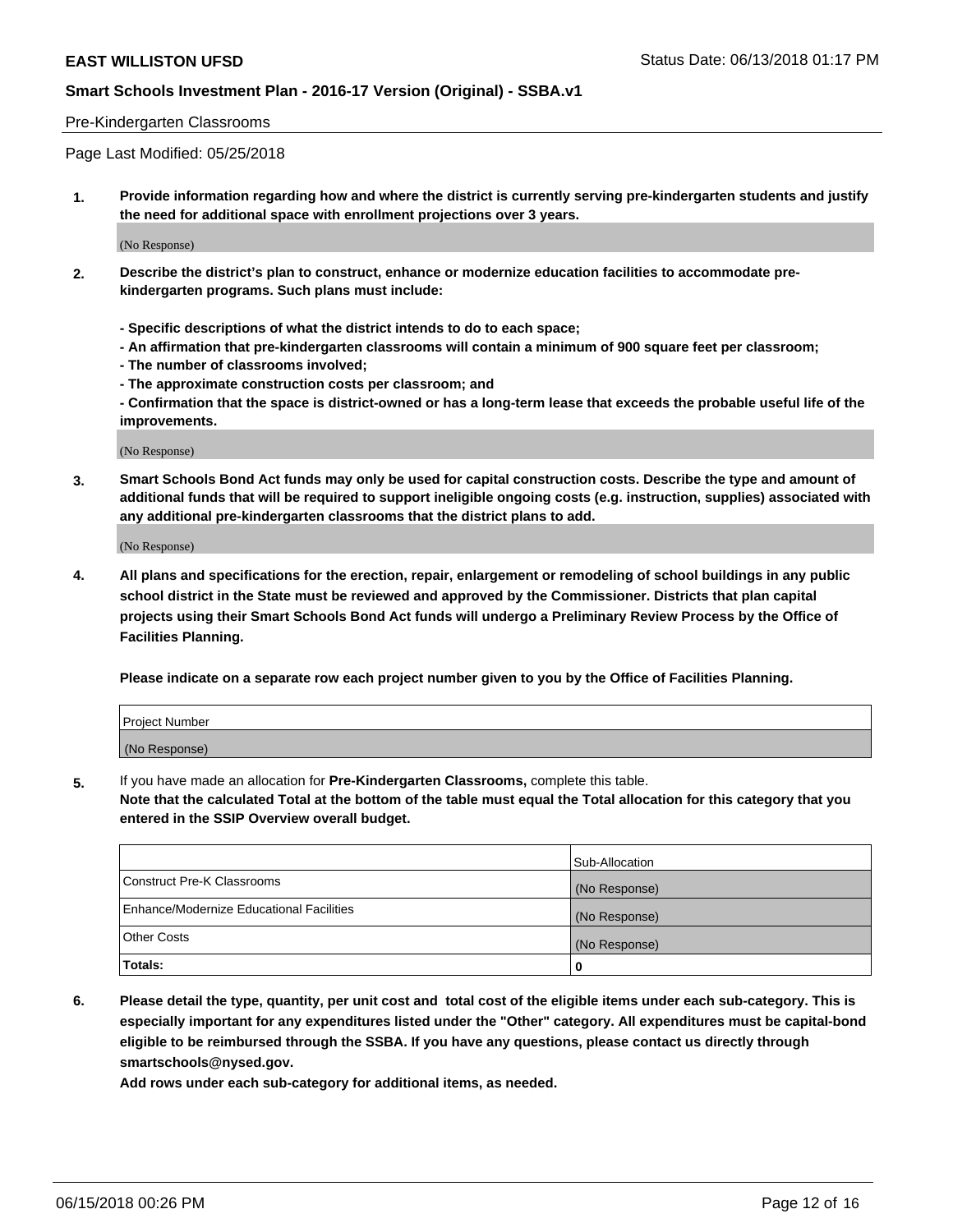Pre-Kindergarten Classrooms

Page Last Modified: 05/25/2018

**1. Provide information regarding how and where the district is currently serving pre-kindergarten students and justify the need for additional space with enrollment projections over 3 years.**

(No Response)

**2. Describe the district's plan to construct, enhance or modernize education facilities to accommodate pre-kindergarten programs. Such plans must include:**

**- Specific descriptions of what the district intends to do to each space;**
**- An affirmation that pre-kindergarten classrooms will contain a minimum of 900 square feet per classroom;**
**- The number of classrooms involved;**
**- The approximate construction costs per classroom; and**
**- Confirmation that the space is district-owned or has a long-term lease that exceeds the probable useful life of the improvements.**

(No Response)

**3. Smart Schools Bond Act funds may only be used for capital construction costs. Describe the type and amount of additional funds that will be required to support ineligible ongoing costs (e.g. instruction, supplies) associated with any additional pre-kindergarten classrooms that the district plans to add.**

(No Response)

**4. All plans and specifications for the erection, repair, enlargement or remodeling of school buildings in any public school district in the State must be reviewed and approved by the Commissioner. Districts that plan capital projects using their Smart Schools Bond Act funds will undergo a Preliminary Review Process by the Office of Facilities Planning.**

**Please indicate on a separate row each project number given to you by the Office of Facilities Planning.**

| Project Number |
|---|
| (No Response) |

5. If you have made an allocation for **Pre-Kindergarten Classrooms,** complete this table.
**Note that the calculated Total at the bottom of the table must equal the Total allocation for this category that you entered in the SSIP Overview overall budget.**

| | Sub-Allocation |
|---|---|
| Construct Pre-K Classrooms | (No Response) |
| Enhance/Modernize Educational Facilities | (No Response) |
| Other Costs | (No Response) |
| **Totals:** | **0** |

**6. Please detail the type, quantity, per unit cost and total cost of the eligible items under each sub-category. This is especially important for any expenditures listed under the "Other" category. All expenditures must be capital-bond eligible to be reimbursed through the SSBA. If you have any questions, please contact us directly through smartschools@nysed.gov.**

**Add rows under each sub-category for additional items, as needed.**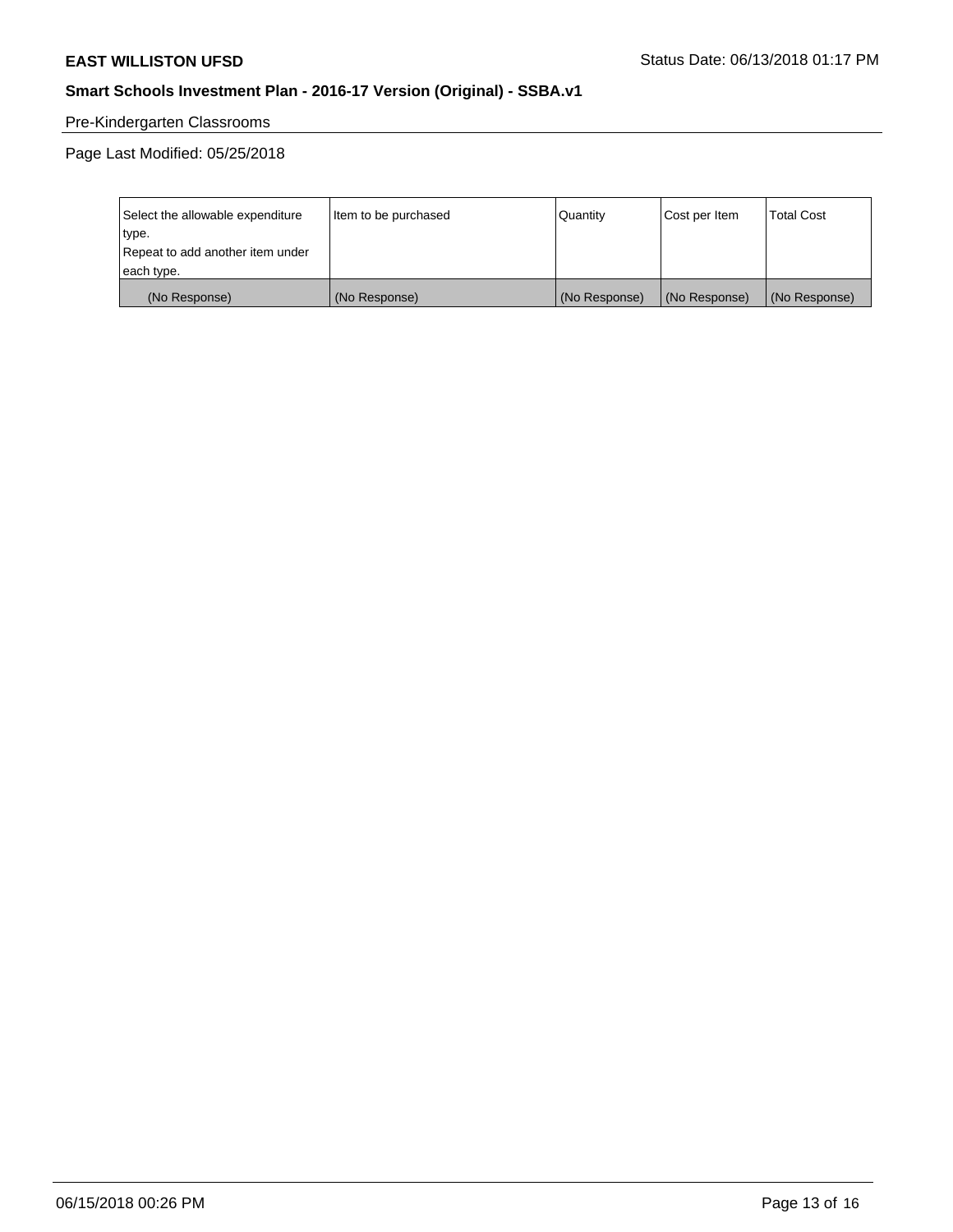Pre-Kindergarten Classrooms

Page Last Modified: 05/25/2018

| Select the allowable expenditure type.<br>Repeat to add another item under each type. | Item to be purchased | Quantity | Cost per Item | Total Cost |
|---|---|---|---|---|
| (No Response) | (No Response) | (No Response) | (No Response) | (No Response) |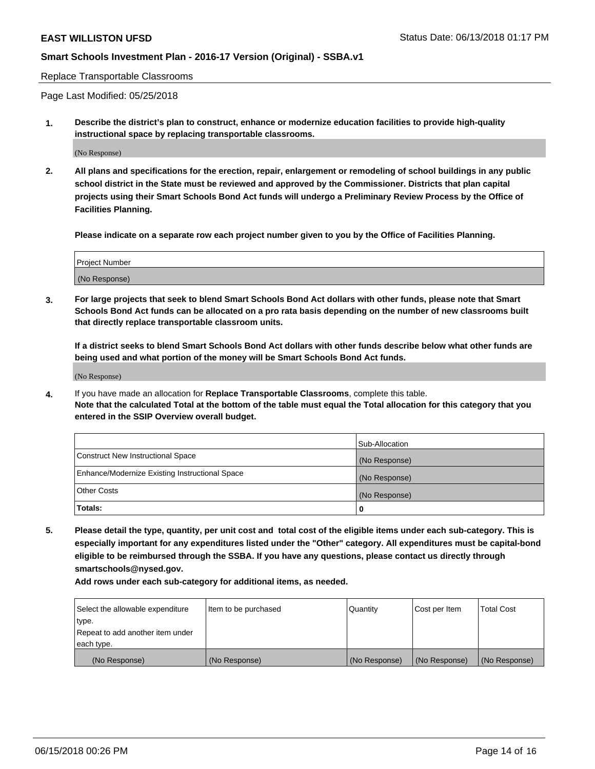Replace Transportable Classrooms

Page Last Modified: 05/25/2018

**1. Describe the district's plan to construct, enhance or modernize education facilities to provide high-quality instructional space by replacing transportable classrooms.**

(No Response)

**2. All plans and specifications for the erection, repair, enlargement or remodeling of school buildings in any public school district in the State must be reviewed and approved by the Commissioner. Districts that plan capital projects using their Smart Schools Bond Act funds will undergo a Preliminary Review Process by the Office of Facilities Planning.**

**Please indicate on a separate row each project number given to you by the Office of Facilities Planning.**

| Project Number |
| --- |
| (No Response) |

**3. For large projects that seek to blend Smart Schools Bond Act dollars with other funds, please note that Smart Schools Bond Act funds can be allocated on a pro rata basis depending on the number of new classrooms built that directly replace transportable classroom units.**

**If a district seeks to blend Smart Schools Bond Act dollars with other funds describe below what other funds are being used and what portion of the money will be Smart Schools Bond Act funds.**

(No Response)

**4.** If you have made an allocation for **Replace Transportable Classrooms**, complete this table. **Note that the calculated Total at the bottom of the table must equal the Total allocation for this category that you entered in the SSIP Overview overall budget.**

| | Sub-Allocation |
| --- | --- |
| Construct New Instructional Space | (No Response) |
| Enhance/Modernize Existing Instructional Space | (No Response) |
| Other Costs | (No Response) |
| **Totals:** | **0** |

**5. Please detail the type, quantity, per unit cost and total cost of the eligible items under each sub-category. This is especially important for any expenditures listed under the "Other" category. All expenditures must be capital-bond eligible to be reimbursed through the SSBA. If you have any questions, please contact us directly through smartschools@nysed.gov.**

**Add rows under each sub-category for additional items, as needed.**

| Select the allowable expenditure type. Repeat to add another item under each type. | Item to be purchased | Quantity | Cost per Item | Total Cost |
| --- | --- | --- | --- | --- |
| (No Response) | (No Response) | (No Response) | (No Response) | (No Response) |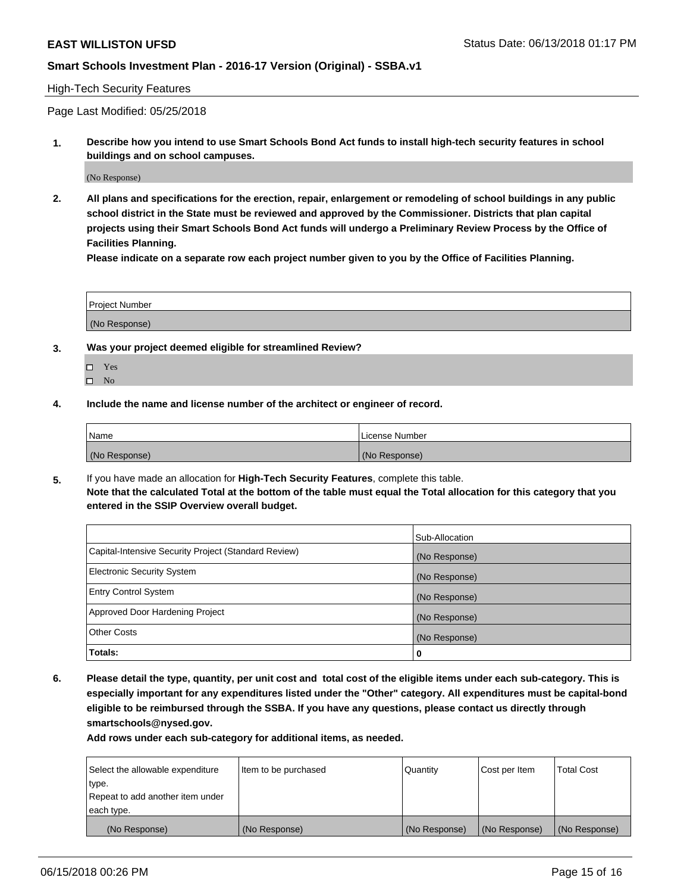High-Tech Security Features

Page Last Modified: 05/25/2018

**1. Describe how you intend to use Smart Schools Bond Act funds to install high-tech security features in school buildings and on school campuses.**

(No Response)

**2. All plans and specifications for the erection, repair, enlargement or remodeling of school buildings in any public school district in the State must be reviewed and approved by the Commissioner. Districts that plan capital projects using their Smart Schools Bond Act funds will undergo a Preliminary Review Process by the Office of Facilities Planning.**

**Please indicate on a separate row each project number given to you by the Office of Facilities Planning.**

| Project Number |
| --- |
| (No Response) |

**3. Was your project deemed eligible for streamlined Review?**

- ☐ Yes
- ☐ No

**4. Include the name and license number of the architect or engineer of record.**

| Name | License Number |
| --- | --- |
| (No Response) | (No Response) |

**5.** If you have made an allocation for **High-Tech Security Features**, complete this table.
**Note that the calculated Total at the bottom of the table must equal the Total allocation for this category that you entered in the SSIP Overview overall budget.**

| | Sub-Allocation |
| --- | --- |
| Capital-Intensive Security Project (Standard Review) | (No Response) |
| Electronic Security System | (No Response) |
| Entry Control System | (No Response) |
| Approved Door Hardening Project | (No Response) |
| Other Costs | (No Response) |
| **Totals:** | **0** |

**6. Please detail the type, quantity, per unit cost and total cost of the eligible items under each sub-category. This is especially important for any expenditures listed under the "Other" category. All expenditures must be capital-bond eligible to be reimbursed through the SSBA. If you have any questions, please contact us directly through smartschools@nysed.gov.**

**Add rows under each sub-category for additional items, as needed.**

| Select the allowable expenditure type. Repeat to add another item under each type. | Item to be purchased | Quantity | Cost per Item | Total Cost |
| --- | --- | --- | --- | --- |
| (No Response) | (No Response) | (No Response) | (No Response) | (No Response) |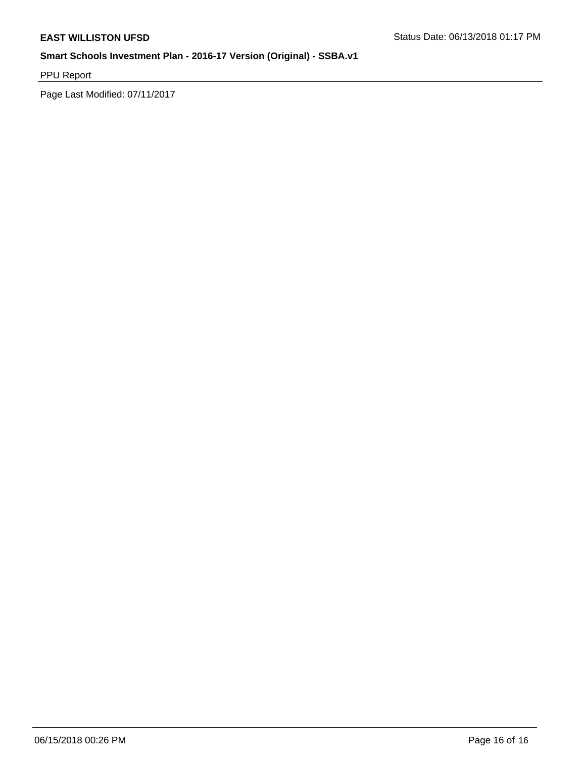PPU Report

Page Last Modified: 07/11/2017